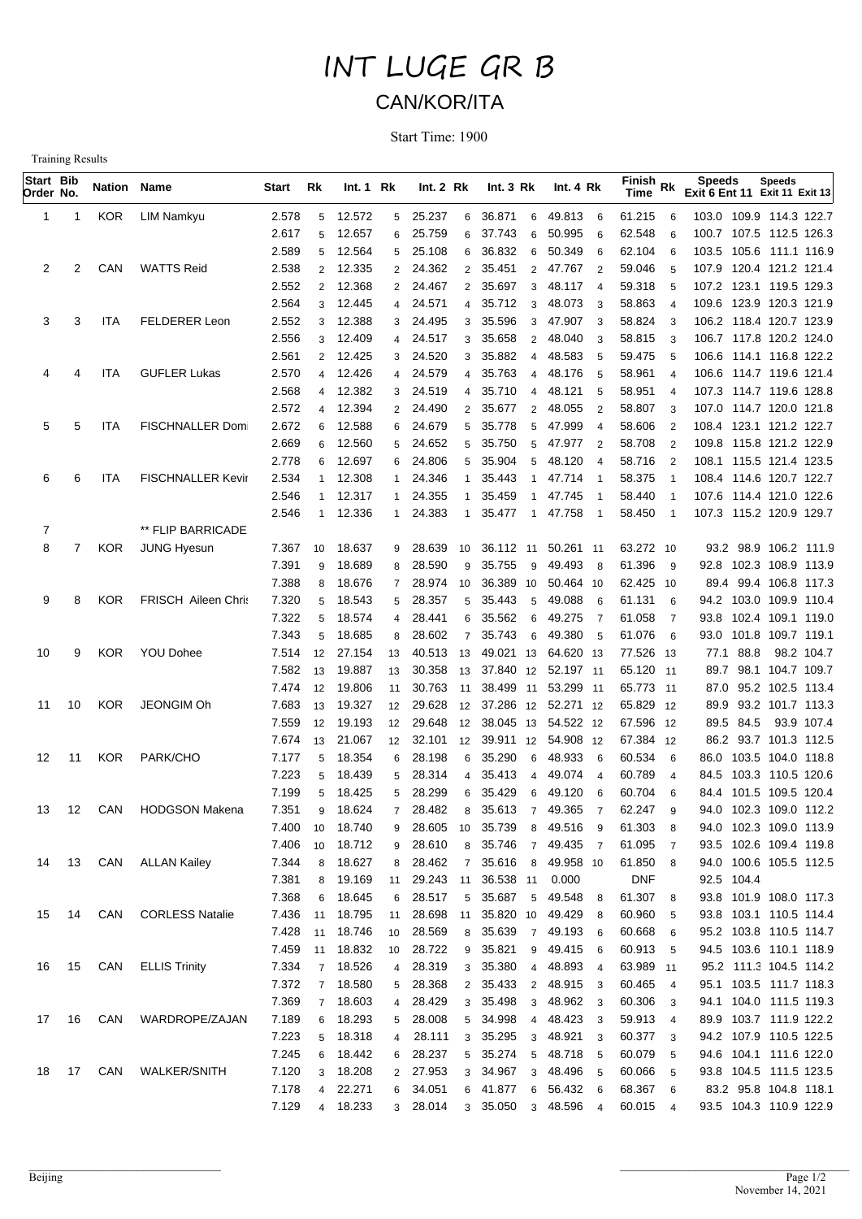# INT LUGE GR B

## CAN/KOR/ITA

Start Time: 1900

Training Results

| Start Order | Bib No. | Nation | Name | Start | Rk | Int. 1 | Rk | Int. 2 | Rk | Int. 3 | Rk | Int. 4 | Rk | Finish Time | Rk | Speeds Exit 6 | Speeds Ent 11 | Speeds Exit 11 | Speeds Exit 13 |
|---|---|---|---|---|---|---|---|---|---|---|---|---|---|---|---|---|---|---|---|
| 1 | 1 | KOR | LIM Namkyu | 2.578 | 5 | 12.572 | 5 | 25.237 | 6 | 36.871 | 6 | 49.813 | 6 | 61.215 | 6 | 103.0 | 109.9 | 114.3 | 122.7 |
| | | | | 2.617 | 5 | 12.657 | 6 | 25.759 | 6 | 37.743 | 6 | 50.995 | 6 | 62.548 | 6 | 100.7 | 107.5 | 112.5 | 126.3 |
| | | | | 2.589 | 5 | 12.564 | 5 | 25.108 | 6 | 36.832 | 6 | 50.349 | 6 | 62.104 | 6 | 103.5 | 105.6 | 111.1 | 116.9 |
| 2 | 2 | CAN | WATTS Reid | 2.538 | 2 | 12.335 | 2 | 24.362 | 2 | 35.451 | 2 | 47.767 | 2 | 59.046 | 5 | 107.9 | 120.4 | 121.2 | 121.4 |
| | | | | 2.552 | 2 | 12.368 | 2 | 24.467 | 2 | 35.697 | 3 | 48.117 | 4 | 59.318 | 5 | 107.2 | 123.1 | 119.5 | 129.3 |
| | | | | 2.564 | 3 | 12.445 | 4 | 24.571 | 4 | 35.712 | 3 | 48.073 | 3 | 58.863 | 4 | 109.6 | 123.9 | 120.3 | 121.9 |
| 3 | 3 | ITA | FELDERER Leon | 2.552 | 3 | 12.388 | 3 | 24.495 | 3 | 35.596 | 3 | 47.907 | 3 | 58.824 | 3 | 106.2 | 118.4 | 120.7 | 123.9 |
| | | | | 2.556 | 3 | 12.409 | 4 | 24.517 | 3 | 35.658 | 2 | 48.040 | 3 | 58.815 | 3 | 106.7 | 117.8 | 120.2 | 124.0 |
| | | | | 2.561 | 2 | 12.425 | 3 | 24.520 | 3 | 35.882 | 4 | 48.583 | 5 | 59.475 | 5 | 106.6 | 114.1 | 116.8 | 122.2 |
| 4 | 4 | ITA | GUFLER Lukas | 2.570 | 4 | 12.426 | 4 | 24.579 | 4 | 35.763 | 4 | 48.176 | 5 | 58.961 | 4 | 106.6 | 114.7 | 119.6 | 121.4 |
| | | | | 2.568 | 4 | 12.382 | 3 | 24.519 | 4 | 35.710 | 4 | 48.121 | 5 | 58.951 | 4 | 107.3 | 114.7 | 119.6 | 128.8 |
| | | | | 2.572 | 4 | 12.394 | 2 | 24.490 | 2 | 35.677 | 2 | 48.055 | 2 | 58.807 | 3 | 107.0 | 114.7 | 120.0 | 121.8 |
| 5 | 5 | ITA | FISCHNALLER Domi | 2.672 | 6 | 12.588 | 6 | 24.679 | 5 | 35.778 | 5 | 47.999 | 4 | 58.606 | 2 | 108.4 | 123.1 | 121.2 | 122.7 |
| | | | | 2.669 | 6 | 12.560 | 5 | 24.652 | 5 | 35.750 | 5 | 47.977 | 2 | 58.708 | 2 | 109.8 | 115.8 | 121.2 | 122.9 |
| | | | | 2.778 | 6 | 12.697 | 6 | 24.806 | 5 | 35.904 | 5 | 48.120 | 4 | 58.716 | 2 | 108.1 | 115.5 | 121.4 | 123.5 |
| 6 | 6 | ITA | FISCHNALLER Kevir | 2.534 | 1 | 12.308 | 1 | 24.346 | 1 | 35.443 | 1 | 47.714 | 1 | 58.375 | 1 | 108.4 | 114.6 | 120.7 | 122.7 |
| | | | | 2.546 | 1 | 12.317 | 1 | 24.355 | 1 | 35.459 | 1 | 47.745 | 1 | 58.440 | 1 | 107.6 | 114.4 | 121.0 | 122.6 |
| | | | | 2.546 | 1 | 12.336 | 1 | 24.383 | 1 | 35.477 | 1 | 47.758 | 1 | 58.450 | 1 | 107.3 | 115.2 | 120.9 | 129.7 |
| 7 | | | ** FLIP BARRICADE | | | | | | | | | | | | | | | | |
| 8 | 7 | KOR | JUNG Hyesun | 7.367 | 10 | 18.637 | 9 | 28.639 | 10 | 36.112 | 11 | 50.261 | 11 | 63.272 | 10 | 93.2 | 98.9 | 106.2 | 111.9 |
| | | | | 7.391 | 9 | 18.689 | 8 | 28.590 | 9 | 35.755 | 9 | 49.493 | 8 | 61.396 | 9 | 92.8 | 102.3 | 108.9 | 113.9 |
| | | | | 7.388 | 8 | 18.676 | 7 | 28.974 | 10 | 36.389 | 10 | 50.464 | 10 | 62.425 | 10 | 89.4 | 99.4 | 106.8 | 117.3 |
| 9 | 8 | KOR | FRISCH Aileen Chris | 7.320 | 5 | 18.543 | 5 | 28.357 | 5 | 35.443 | 5 | 49.088 | 6 | 61.131 | 6 | 94.2 | 103.0 | 109.9 | 110.4 |
| | | | | 7.322 | 5 | 18.574 | 4 | 28.441 | 6 | 35.562 | 6 | 49.275 | 7 | 61.058 | 7 | 93.8 | 102.4 | 109.1 | 119.0 |
| | | | | 7.343 | 5 | 18.685 | 8 | 28.602 | 7 | 35.743 | 6 | 49.380 | 5 | 61.076 | 6 | 93.0 | 101.8 | 109.7 | 119.1 |
| 10 | 9 | KOR | YOU Dohee | 7.514 | 12 | 27.154 | 13 | 40.513 | 13 | 49.021 | 13 | 64.620 | 13 | 77.526 | 13 | 77.1 | 88.8 | 98.2 | 104.7 |
| | | | | 7.582 | 13 | 19.887 | 13 | 30.358 | 13 | 37.840 | 12 | 52.197 | 11 | 65.120 | 11 | 89.7 | 98.1 | 104.7 | 109.7 |
| | | | | 7.474 | 12 | 19.806 | 11 | 30.763 | 11 | 38.499 | 11 | 53.299 | 11 | 65.773 | 11 | 87.0 | 95.2 | 102.5 | 113.4 |
| 11 | 10 | KOR | JEONGIM Oh | 7.683 | 13 | 19.327 | 12 | 29.628 | 12 | 37.286 | 12 | 52.271 | 12 | 65.829 | 12 | 89.9 | 93.2 | 101.7 | 113.3 |
| | | | | 7.559 | 12 | 19.193 | 12 | 29.648 | 12 | 38.045 | 13 | 54.522 | 12 | 67.596 | 12 | 89.5 | 84.5 | 93.9 | 107.4 |
| | | | | 7.674 | 13 | 21.067 | 12 | 32.101 | 12 | 39.911 | 12 | 54.908 | 12 | 67.384 | 12 | 86.2 | 93.7 | 101.3 | 112.5 |
| 12 | 11 | KOR | PARK/CHO | 7.177 | 5 | 18.354 | 6 | 28.198 | 6 | 35.290 | 6 | 48.933 | 6 | 60.534 | 6 | 86.0 | 103.5 | 104.0 | 118.8 |
| | | | | 7.223 | 5 | 18.439 | 5 | 28.314 | 4 | 35.413 | 4 | 49.074 | 4 | 60.789 | 4 | 84.5 | 103.3 | 110.5 | 120.6 |
| | | | | 7.199 | 5 | 18.425 | 5 | 28.299 | 6 | 35.429 | 6 | 49.120 | 6 | 60.704 | 6 | 84.4 | 101.5 | 109.5 | 120.4 |
| 13 | 12 | CAN | HODGSON Makena | 7.351 | 9 | 18.624 | 7 | 28.482 | 8 | 35.613 | 7 | 49.365 | 7 | 62.247 | 9 | 94.0 | 102.3 | 109.0 | 112.2 |
| | | | | 7.400 | 10 | 18.740 | 9 | 28.605 | 10 | 35.739 | 8 | 49.516 | 9 | 61.303 | 8 | 94.0 | 102.3 | 109.0 | 113.9 |
| | | | | 7.406 | 10 | 18.712 | 9 | 28.610 | 8 | 35.746 | 7 | 49.435 | 7 | 61.095 | 7 | 93.5 | 102.6 | 109.4 | 119.8 |
| 14 | 13 | CAN | ALLAN Kailey | 7.344 | 8 | 18.627 | 8 | 28.462 | 7 | 35.616 | 8 | 49.958 | 10 | 61.850 | 8 | 94.0 | 100.6 | 105.5 | 112.5 |
| | | | | 7.381 | 8 | 19.169 | 11 | 29.243 | 11 | 36.538 | 11 | 0.000 | | DNF | | 92.5 | 104.4 | | |
| | | | | 7.368 | 6 | 18.645 | 6 | 28.517 | 5 | 35.687 | 5 | 49.548 | 8 | 61.307 | 8 | 93.8 | 101.9 | 108.0 | 117.3 |
| 15 | 14 | CAN | CORLESS Natalie | 7.436 | 11 | 18.795 | 11 | 28.698 | 11 | 35.820 | 10 | 49.429 | 8 | 60.960 | 5 | 93.8 | 103.1 | 110.5 | 114.4 |
| | | | | 7.428 | 11 | 18.746 | 10 | 28.569 | 8 | 35.639 | 7 | 49.193 | 6 | 60.668 | 6 | 95.2 | 103.8 | 110.5 | 114.7 |
| | | | | 7.459 | 11 | 18.832 | 10 | 28.722 | 9 | 35.821 | 9 | 49.415 | 6 | 60.913 | 5 | 94.5 | 103.6 | 110.1 | 118.9 |
| 16 | 15 | CAN | ELLIS Trinity | 7.334 | 7 | 18.526 | 4 | 28.319 | 3 | 35.380 | 4 | 48.893 | 4 | 63.989 | 11 | 95.2 | 111.3 | 104.5 | 114.2 |
| | | | | 7.372 | 7 | 18.580 | 5 | 28.368 | 2 | 35.433 | 2 | 48.915 | 3 | 60.465 | 4 | 95.1 | 103.5 | 111.7 | 118.3 |
| | | | | 7.369 | 7 | 18.603 | 4 | 28.429 | 3 | 35.498 | 3 | 48.962 | 3 | 60.306 | 3 | 94.1 | 104.0 | 111.5 | 119.3 |
| 17 | 16 | CAN | WARDROPE/ZAJAN | 7.189 | 6 | 18.293 | 5 | 28.008 | 5 | 34.998 | 4 | 48.423 | 3 | 59.913 | 4 | 89.9 | 103.7 | 111.9 | 122.2 |
| | | | | 7.223 | 5 | 18.318 | 4 | 28.111 | 3 | 35.295 | 3 | 48.921 | 3 | 60.377 | 3 | 94.2 | 107.9 | 110.5 | 122.5 |
| | | | | 7.245 | 6 | 18.442 | 6 | 28.237 | 5 | 35.274 | 5 | 48.718 | 5 | 60.079 | 5 | 94.6 | 104.1 | 111.6 | 122.0 |
| 18 | 17 | CAN | WALKER/SNITH | 7.120 | 3 | 18.208 | 2 | 27.953 | 3 | 34.967 | 3 | 48.496 | 5 | 60.066 | 5 | 93.8 | 104.5 | 111.5 | 123.5 |
| | | | | 7.178 | 4 | 22.271 | 6 | 34.051 | 6 | 41.877 | 6 | 56.432 | 6 | 68.367 | 6 | 83.2 | 95.8 | 104.8 | 118.1 |
| | | | | 7.129 | 4 | 18.233 | 3 | 28.014 | 3 | 35.050 | 3 | 48.596 | 4 | 60.015 | 4 | 93.5 | 104.3 | 110.9 | 122.9 |

Beijing

November 14, 2021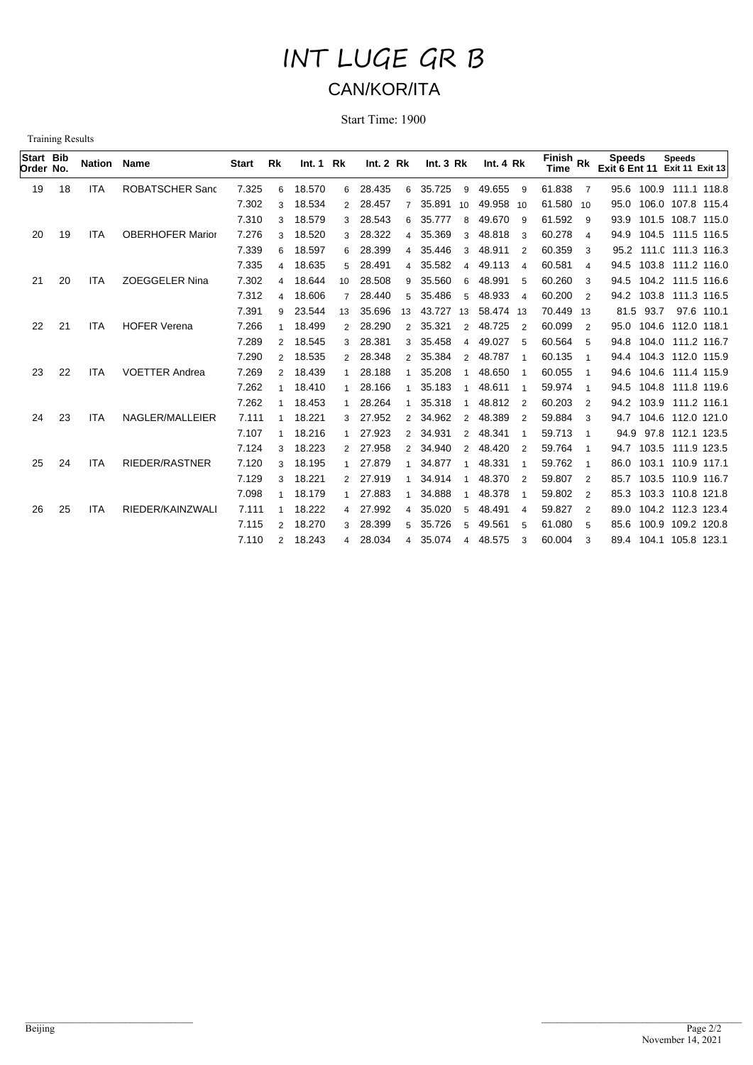# INT LUGE GR B

## CAN/KOR/ITA

Start Time: 1900

Training Results

| Start Order | Bib No. | Nation | Name | Start | Rk | Int. 1 | Rk | Int. 2 | Rk | Int. 3 | Rk | Int. 4 | Rk | Finish Time | Rk | Speeds Exit 6 | Speeds Ent 11 | Speeds Exit 11 | Speeds Exit 13 |
|---|---|---|---|---|---|---|---|---|---|---|---|---|---|---|---|---|---|---|---|
| 19 | 18 | ITA | ROBATSCHER Sanc | 7.325 | 6 | 18.570 | 6 | 28.435 | 6 | 35.725 | 9 | 49.655 | 9 | 61.838 | 7 | 95.6 | 100.9 | 111.1 | 118.8 |
| | | | | 7.302 | 3 | 18.534 | 2 | 28.457 | 7 | 35.891 | 10 | 49.958 | 10 | 61.580 | 10 | 95.0 | 106.0 | 107.8 | 115.4 |
| | | | | 7.310 | 3 | 18.579 | 3 | 28.543 | 6 | 35.777 | 8 | 49.670 | 9 | 61.592 | 9 | 93.9 | 101.5 | 108.7 | 115.0 |
| 20 | 19 | ITA | OBERHOFER Marior | 7.276 | 3 | 18.520 | 3 | 28.322 | 4 | 35.369 | 3 | 48.818 | 3 | 60.278 | 4 | 94.9 | 104.5 | 111.5 | 116.5 |
| | | | | 7.339 | 6 | 18.597 | 6 | 28.399 | 4 | 35.446 | 3 | 48.911 | 2 | 60.359 | 3 | 95.2 | 111.0 | 111.3 | 116.3 |
| | | | | 7.335 | 4 | 18.635 | 5 | 28.491 | 4 | 35.582 | 4 | 49.113 | 4 | 60.581 | 4 | 94.5 | 103.8 | 111.2 | 116.0 |
| 21 | 20 | ITA | ZOEGGELER Nina | 7.302 | 4 | 18.644 | 10 | 28.508 | 9 | 35.560 | 6 | 48.991 | 5 | 60.260 | 3 | 94.5 | 104.2 | 111.5 | 116.6 |
| | | | | 7.312 | 4 | 18.606 | 7 | 28.440 | 5 | 35.486 | 5 | 48.933 | 4 | 60.200 | 2 | 94.2 | 103.8 | 111.3 | 116.5 |
| | | | | 7.391 | 9 | 23.544 | 13 | 35.696 | 13 | 43.727 | 13 | 58.474 | 13 | 70.449 | 13 | 81.5 | 93.7 | 97.6 | 110.1 |
| 22 | 21 | ITA | HOFER Verena | 7.266 | 1 | 18.499 | 2 | 28.290 | 2 | 35.321 | 2 | 48.725 | 2 | 60.099 | 2 | 95.0 | 104.6 | 112.0 | 118.1 |
| | | | | 7.289 | 2 | 18.545 | 3 | 28.381 | 3 | 35.458 | 4 | 49.027 | 5 | 60.564 | 5 | 94.8 | 104.0 | 111.2 | 116.7 |
| | | | | 7.290 | 2 | 18.535 | 2 | 28.348 | 2 | 35.384 | 2 | 48.787 | 1 | 60.135 | 1 | 94.4 | 104.3 | 112.0 | 115.9 |
| 23 | 22 | ITA | VOETTER Andrea | 7.269 | 2 | 18.439 | 1 | 28.188 | 1 | 35.208 | 1 | 48.650 | 1 | 60.055 | 1 | 94.6 | 104.6 | 111.4 | 115.9 |
| | | | | 7.262 | 1 | 18.410 | 1 | 28.166 | 1 | 35.183 | 1 | 48.611 | 1 | 59.974 | 1 | 94.5 | 104.8 | 111.8 | 119.6 |
| | | | | 7.262 | 1 | 18.453 | 1 | 28.264 | 1 | 35.318 | 1 | 48.812 | 2 | 60.203 | 2 | 94.2 | 103.9 | 111.2 | 116.1 |
| 24 | 23 | ITA | NAGLER/MALLEIER | 7.111 | 1 | 18.221 | 3 | 27.952 | 2 | 34.962 | 2 | 48.389 | 2 | 59.884 | 3 | 94.7 | 104.6 | 112.0 | 121.0 |
| | | | | 7.107 | 1 | 18.216 | 1 | 27.923 | 2 | 34.931 | 2 | 48.341 | 1 | 59.713 | 1 | 94.9 | 97.8 | 112.1 | 123.5 |
| | | | | 7.124 | 3 | 18.223 | 2 | 27.958 | 2 | 34.940 | 2 | 48.420 | 2 | 59.764 | 1 | 94.7 | 103.5 | 111.9 | 123.5 |
| 25 | 24 | ITA | RIEDER/RASTNER | 7.120 | 3 | 18.195 | 1 | 27.879 | 1 | 34.877 | 1 | 48.331 | 1 | 59.762 | 1 | 86.0 | 103.1 | 110.9 | 117.1 |
| | | | | 7.129 | 3 | 18.221 | 2 | 27.919 | 1 | 34.914 | 1 | 48.370 | 2 | 59.807 | 2 | 85.7 | 103.5 | 110.9 | 116.7 |
| | | | | 7.098 | 1 | 18.179 | 1 | 27.883 | 1 | 34.888 | 1 | 48.378 | 1 | 59.802 | 2 | 85.3 | 103.3 | 110.8 | 121.8 |
| 26 | 25 | ITA | RIEDER/KAINZWALI | 7.111 | 1 | 18.222 | 4 | 27.992 | 4 | 35.020 | 5 | 48.491 | 4 | 59.827 | 2 | 89.0 | 104.2 | 112.3 | 123.4 |
| | | | | 7.115 | 2 | 18.270 | 3 | 28.399 | 5 | 35.726 | 5 | 49.561 | 5 | 61.080 | 5 | 85.6 | 100.9 | 109.2 | 120.8 |
| | | | | 7.110 | 2 | 18.243 | 4 | 28.034 | 4 | 35.074 | 4 | 48.575 | 3 | 60.004 | 3 | 89.4 | 104.1 | 105.8 | 123.1 |

Beijing

November 14, 2021